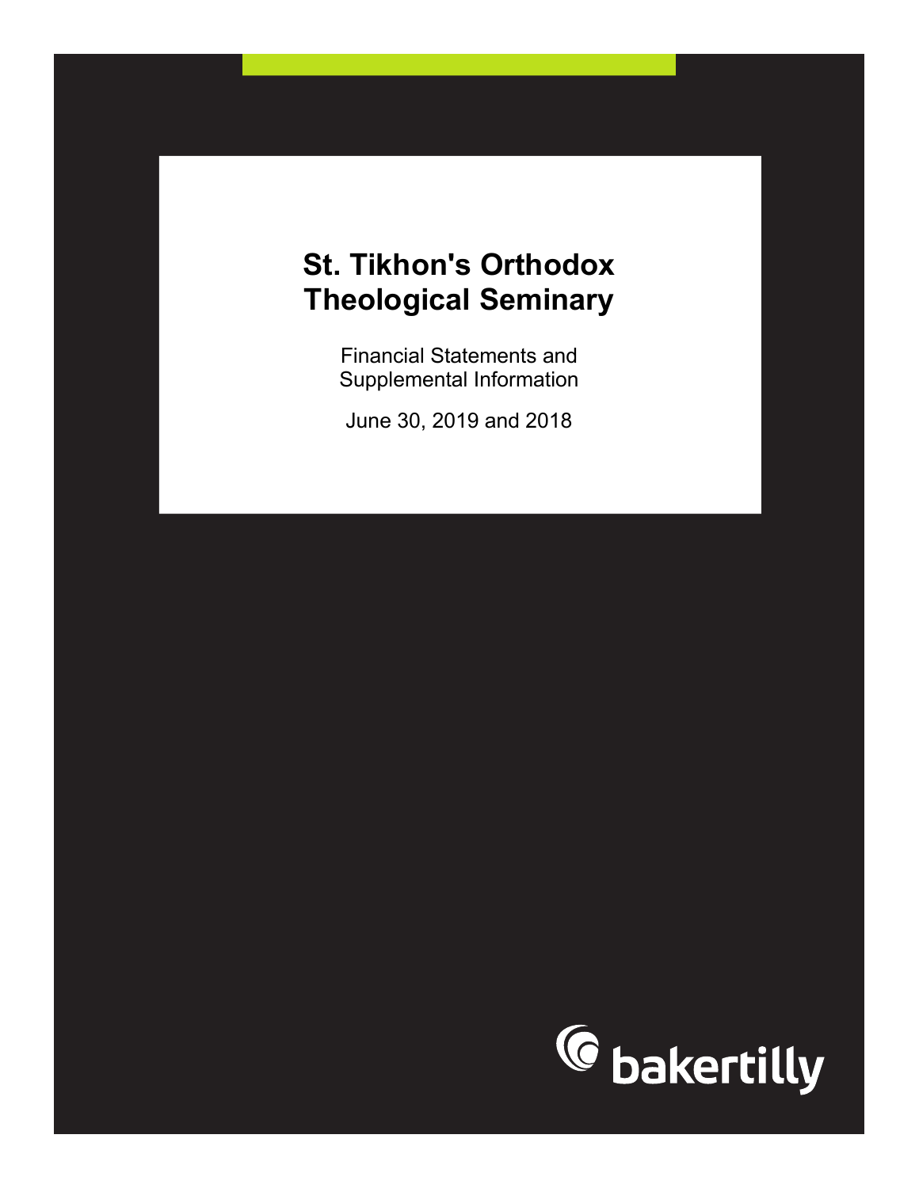# St. Tikhon's Orthodox Theological Seminary

Financial Statements and Supplemental Information

June 30, 2019 and 2018

bakertilly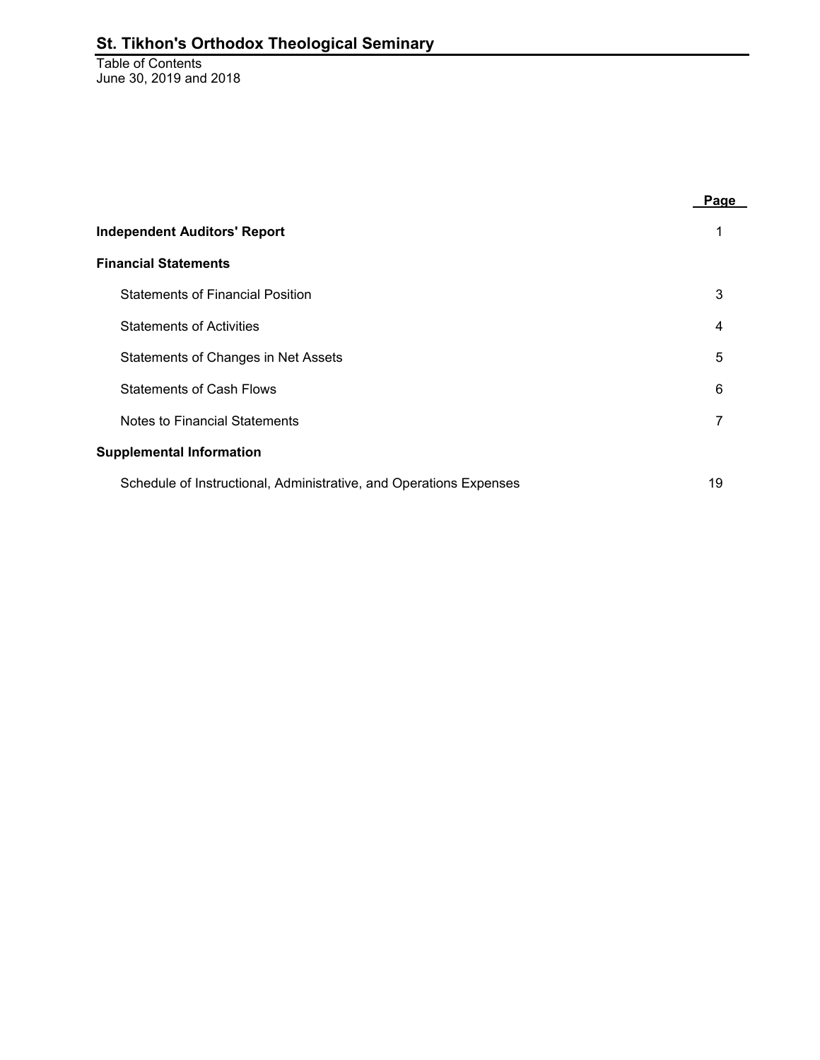# St. Tikhon's Orthodox Theological Seminary

Table of Contents
June 30, 2019 and 2018

| | Page |
|---|---|
| **Independent Auditors' Report** | 1 |
| **Financial Statements** | |
| Statements of Financial Position | 3 |
| Statements of Activities | 4 |
| Statements of Changes in Net Assets | 5 |
| Statements of Cash Flows | 6 |
| Notes to Financial Statements | 7 |
| **Supplemental Information** | |
| Schedule of Instructional, Administrative, and Operations Expenses | 19 |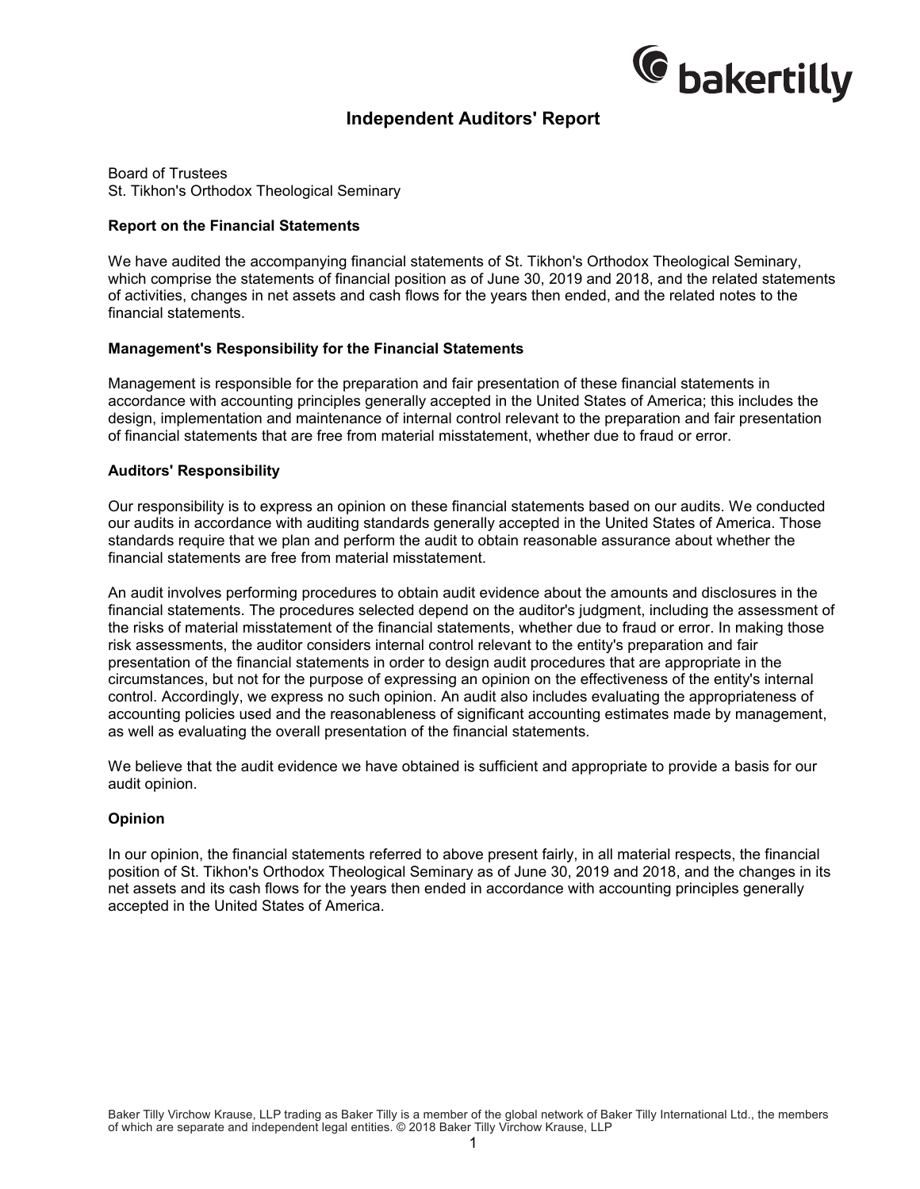# Independent Auditors' Report

Board of Trustees
St. Tikhon's Orthodox Theological Seminary

### Report on the Financial Statements

We have audited the accompanying financial statements of St. Tikhon's Orthodox Theological Seminary, which comprise the statements of financial position as of June 30, 2019 and 2018, and the related statements of activities, changes in net assets and cash flows for the years then ended, and the related notes to the financial statements.

### Management's Responsibility for the Financial Statements

Management is responsible for the preparation and fair presentation of these financial statements in accordance with accounting principles generally accepted in the United States of America; this includes the design, implementation and maintenance of internal control relevant to the preparation and fair presentation of financial statements that are free from material misstatement, whether due to fraud or error.

### Auditors' Responsibility

Our responsibility is to express an opinion on these financial statements based on our audits. We conducted our audits in accordance with auditing standards generally accepted in the United States of America. Those standards require that we plan and perform the audit to obtain reasonable assurance about whether the financial statements are free from material misstatement.

An audit involves performing procedures to obtain audit evidence about the amounts and disclosures in the financial statements. The procedures selected depend on the auditor's judgment, including the assessment of the risks of material misstatement of the financial statements, whether due to fraud or error. In making those risk assessments, the auditor considers internal control relevant to the entity's preparation and fair presentation of the financial statements in order to design audit procedures that are appropriate in the circumstances, but not for the purpose of expressing an opinion on the effectiveness of the entity's internal control. Accordingly, we express no such opinion. An audit also includes evaluating the appropriateness of accounting policies used and the reasonableness of significant accounting estimates made by management, as well as evaluating the overall presentation of the financial statements.

We believe that the audit evidence we have obtained is sufficient and appropriate to provide a basis for our audit opinion.

### Opinion

In our opinion, the financial statements referred to above present fairly, in all material respects, the financial position of St. Tikhon's Orthodox Theological Seminary as of June 30, 2019 and 2018, and the changes in its net assets and its cash flows for the years then ended in accordance with accounting principles generally accepted in the United States of America.

Baker Tilly Virchow Krause, LLP trading as Baker Tilly is a member of the global network of Baker Tilly International Ltd., the members of which are separate and independent legal entities. © 2018 Baker Tilly Virchow Krause, LLP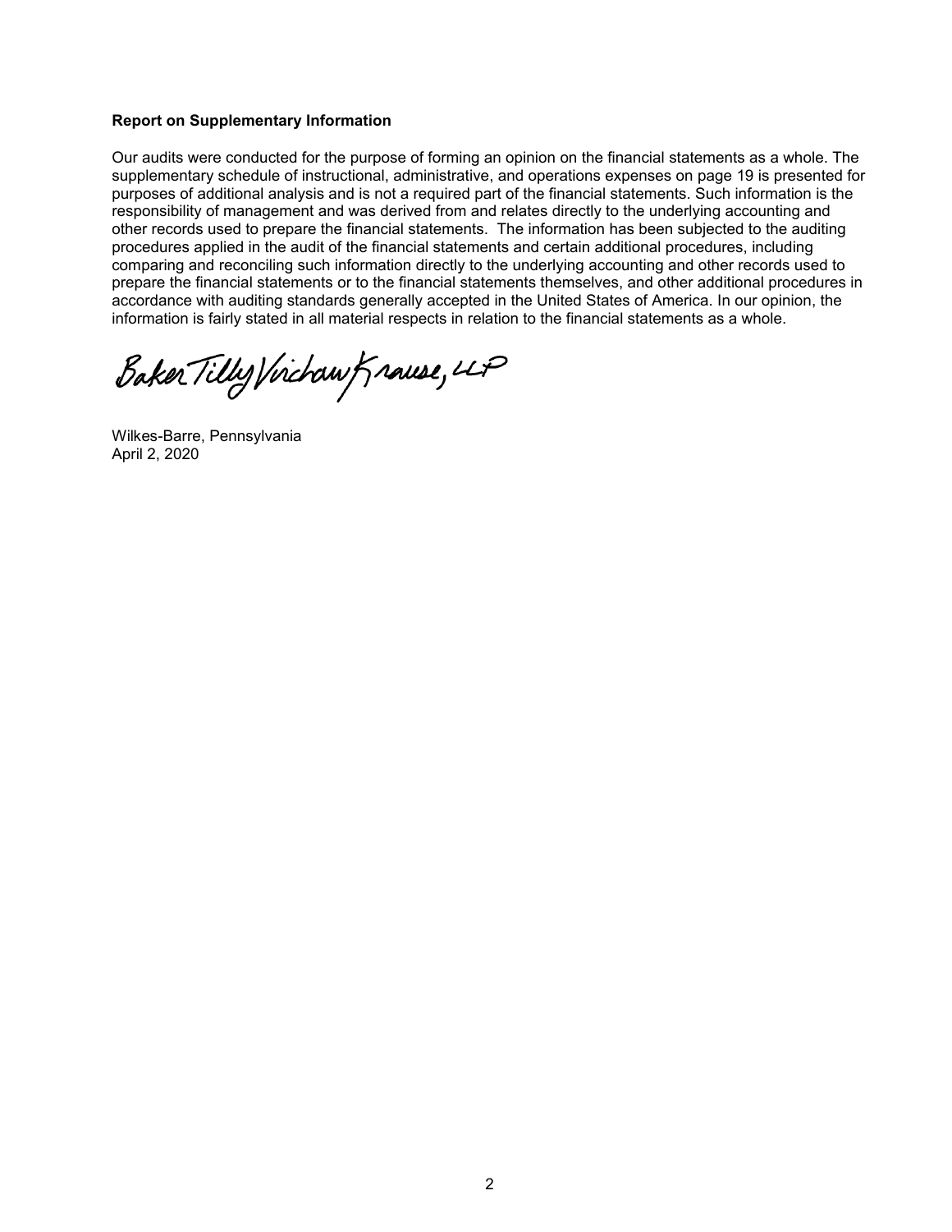**Report on Supplementary Information**

Our audits were conducted for the purpose of forming an opinion on the financial statements as a whole. The supplementary schedule of instructional, administrative, and operations expenses on page 19 is presented for purposes of additional analysis and is not a required part of the financial statements. Such information is the responsibility of management and was derived from and relates directly to the underlying accounting and other records used to prepare the financial statements. The information has been subjected to the auditing procedures applied in the audit of the financial statements and certain additional procedures, including comparing and reconciling such information directly to the underlying accounting and other records used to prepare the financial statements or to the financial statements themselves, and other additional procedures in accordance with auditing standards generally accepted in the United States of America. In our opinion, the information is fairly stated in all material respects in relation to the financial statements as a whole.

Baker Tilly Virchow Krause, LLP

Wilkes-Barre, Pennsylvania
April 2, 2020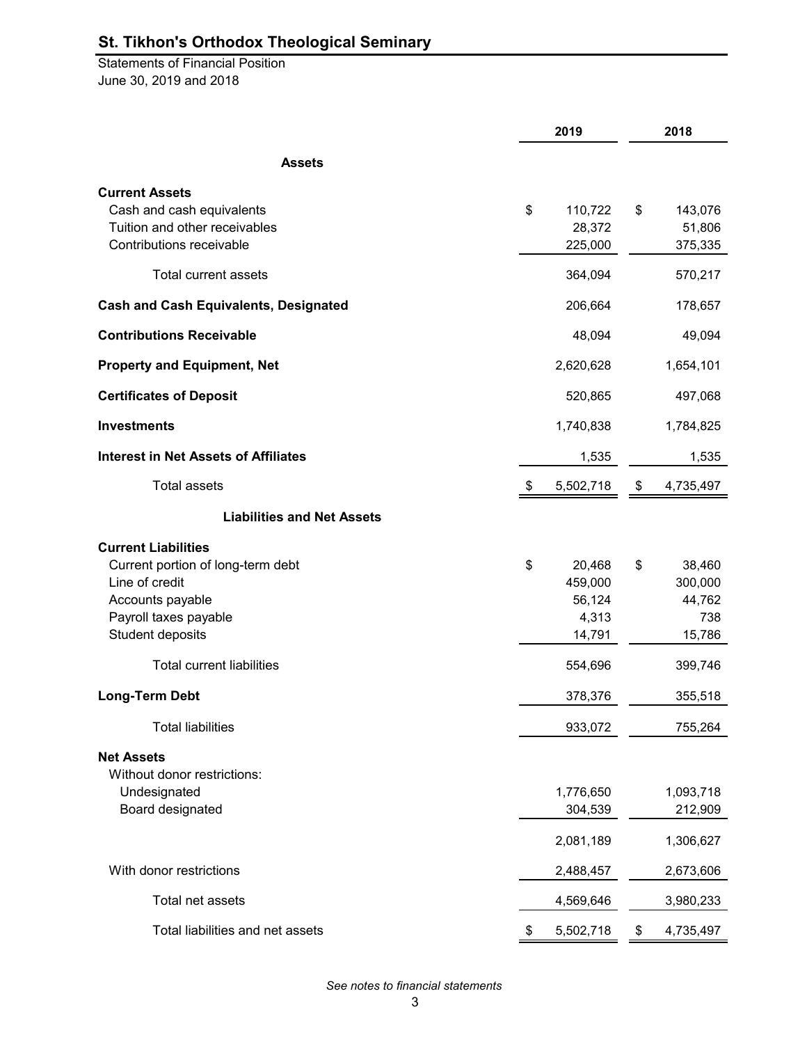# St. Tikhon's Orthodox Theological Seminary

Statements of Financial Position
June 30, 2019 and 2018

| | 2019 | 2018 |
|---|---|---|
| **Assets** | | |
| **Current Assets** | | |
| Cash and cash equivalents | $ 110,722 | $ 143,076 |
| Tuition and other receivables | 28,372 | 51,806 |
| Contributions receivable | 225,000 | 375,335 |
| Total current assets | 364,094 | 570,217 |
| **Cash and Cash Equivalents, Designated** | 206,664 | 178,657 |
| **Contributions Receivable** | 48,094 | 49,094 |
| **Property and Equipment, Net** | 2,620,628 | 1,654,101 |
| **Certificates of Deposit** | 520,865 | 497,068 |
| **Investments** | 1,740,838 | 1,784,825 |
| **Interest in Net Assets of Affiliates** | 1,535 | 1,535 |
| Total assets | $ 5,502,718 | $ 4,735,497 |
| **Liabilities and Net Assets** | | |
| **Current Liabilities** | | |
| Current portion of long-term debt | $ 20,468 | $ 38,460 |
| Line of credit | 459,000 | 300,000 |
| Accounts payable | 56,124 | 44,762 |
| Payroll taxes payable | 4,313 | 738 |
| Student deposits | 14,791 | 15,786 |
| Total current liabilities | 554,696 | 399,746 |
| **Long-Term Debt** | 378,376 | 355,518 |
| Total liabilities | 933,072 | 755,264 |
| **Net Assets** | | |
| Without donor restrictions: | | |
| Undesignated | 1,776,650 | 1,093,718 |
| Board designated | 304,539 | 212,909 |
| | 2,081,189 | 1,306,627 |
| With donor restrictions | 2,488,457 | 2,673,606 |
| Total net assets | 4,569,646 | 3,980,233 |
| Total liabilities and net assets | $ 5,502,718 | $ 4,735,497 |

*See notes to financial statements*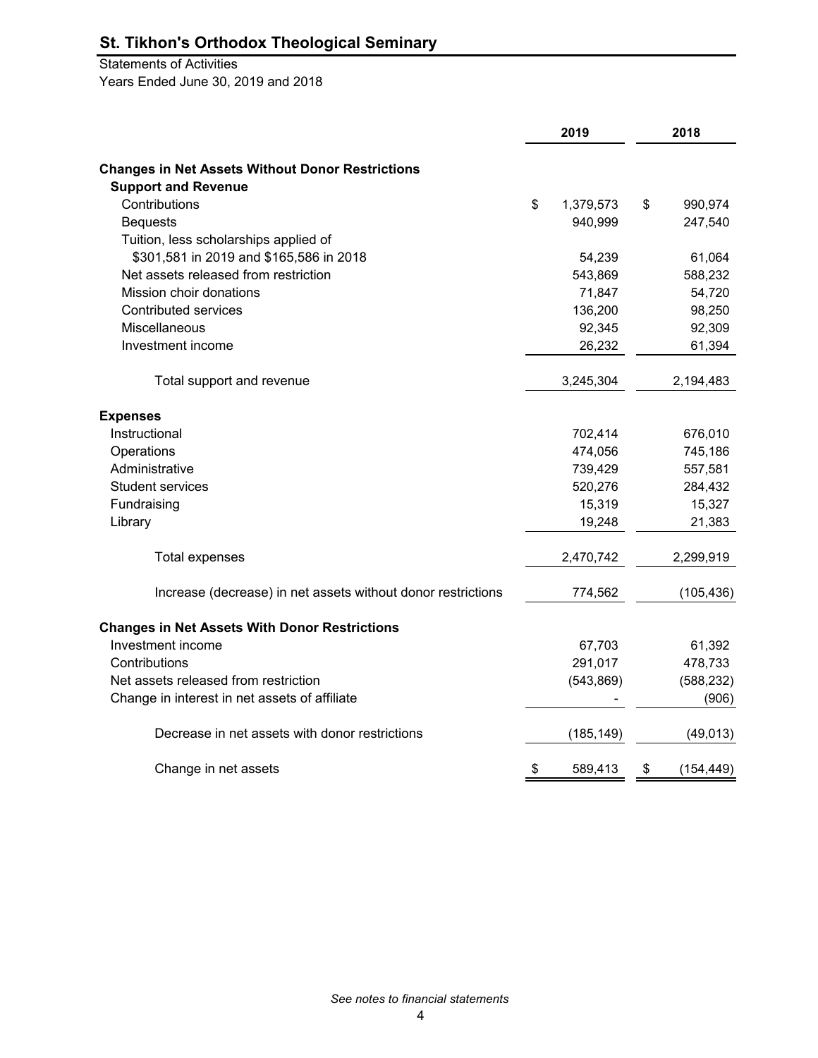# St. Tikhon's Orthodox Theological Seminary

Statements of Activities
Years Ended June 30, 2019 and 2018

| | 2019 | 2018 |
|---|---|---|
| **Changes in Net Assets Without Donor Restrictions** | | |
| **Support and Revenue** | | |
| Contributions | $ 1,379,573 | $ 990,974 |
| Bequests | 940,999 | 247,540 |
| Tuition, less scholarships applied of $301,581 in 2019 and $165,586 in 2018 | 54,239 | 61,064 |
| Net assets released from restriction | 543,869 | 588,232 |
| Mission choir donations | 71,847 | 54,720 |
| Contributed services | 136,200 | 98,250 |
| Miscellaneous | 92,345 | 92,309 |
| Investment income | 26,232 | 61,394 |
| Total support and revenue | 3,245,304 | 2,194,483 |
| **Expenses** | | |
| Instructional | 702,414 | 676,010 |
| Operations | 474,056 | 745,186 |
| Administrative | 739,429 | 557,581 |
| Student services | 520,276 | 284,432 |
| Fundraising | 15,319 | 15,327 |
| Library | 19,248 | 21,383 |
| Total expenses | 2,470,742 | 2,299,919 |
| Increase (decrease) in net assets without donor restrictions | 774,562 | (105,436) |
| **Changes in Net Assets With Donor Restrictions** | | |
| Investment income | 67,703 | 61,392 |
| Contributions | 291,017 | 478,733 |
| Net assets released from restriction | (543,869) | (588,232) |
| Change in interest in net assets of affiliate | - | (906) |
| Decrease in net assets with donor restrictions | (185,149) | (49,013) |
| Change in net assets | $ 589,413 | $ (154,449) |

*See notes to financial statements*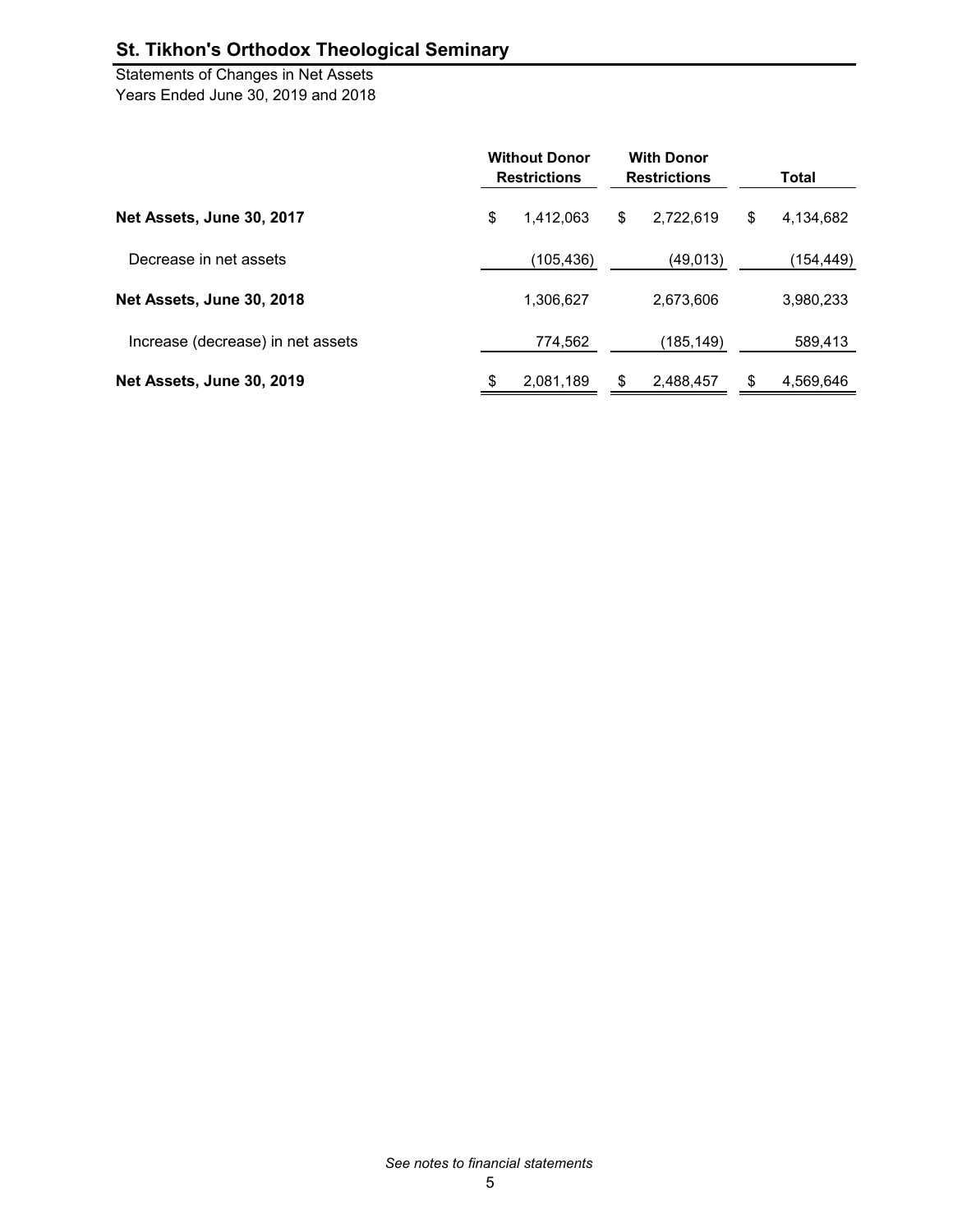# St. Tikhon's Orthodox Theological Seminary

Statements of Changes in Net Assets
Years Ended June 30, 2019 and 2018

| | Without Donor Restrictions | With Donor Restrictions | Total |
|---|---|---|---|
| **Net Assets, June 30, 2017** | $ 1,412,063 | $ 2,722,619 | $ 4,134,682 |
| Decrease in net assets | (105,436) | (49,013) | (154,449) |
| **Net Assets, June 30, 2018** | 1,306,627 | 2,673,606 | 3,980,233 |
| Increase (decrease) in net assets | 774,562 | (185,149) | 589,413 |
| **Net Assets, June 30, 2019** | $ 2,081,189 | $ 2,488,457 | $ 4,569,646 |

*See notes to financial statements*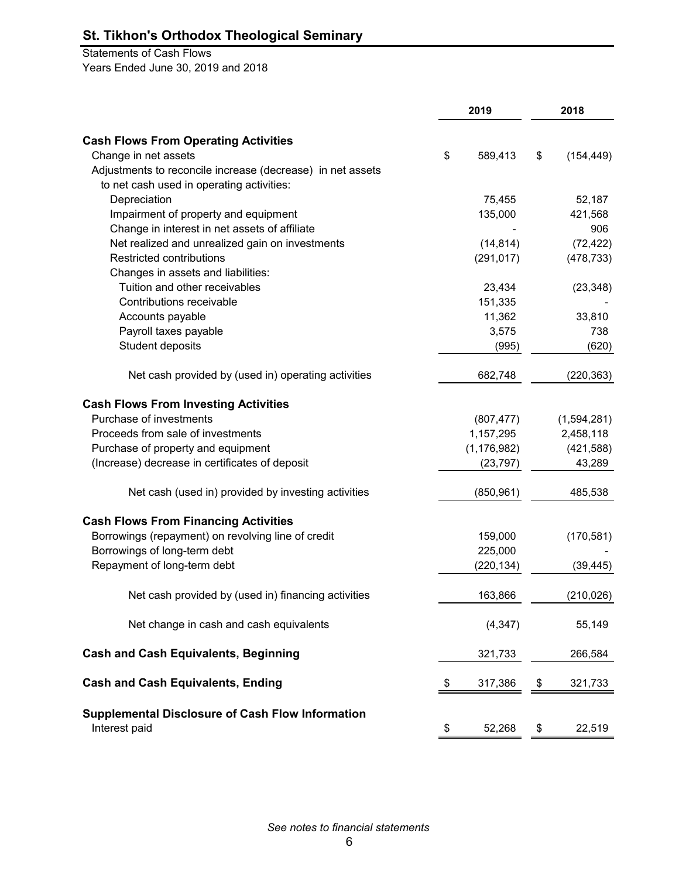# St. Tikhon's Orthodox Theological Seminary

Statements of Cash Flows
Years Ended June 30, 2019 and 2018

| | 2019 | 2018 |
|---|---|---|
| **Cash Flows From Operating Activities** | | |
| Change in net assets | $ 589,413 | $ (154,449) |
| Adjustments to reconcile increase (decrease) in net assets to net cash used in operating activities: | | |
| Depreciation | 75,455 | 52,187 |
| Impairment of property and equipment | 135,000 | 421,568 |
| Change in interest in net assets of affiliate | - | 906 |
| Net realized and unrealized gain on investments | (14,814) | (72,422) |
| Restricted contributions | (291,017) | (478,733) |
| Changes in assets and liabilities: | | |
| Tuition and other receivables | 23,434 | (23,348) |
| Contributions receivable | 151,335 | - |
| Accounts payable | 11,362 | 33,810 |
| Payroll taxes payable | 3,575 | 738 |
| Student deposits | (995) | (620) |
| Net cash provided by (used in) operating activities | 682,748 | (220,363) |
| **Cash Flows From Investing Activities** | | |
| Purchase of investments | (807,477) | (1,594,281) |
| Proceeds from sale of investments | 1,157,295 | 2,458,118 |
| Purchase of property and equipment | (1,176,982) | (421,588) |
| (Increase) decrease in certificates of deposit | (23,797) | 43,289 |
| Net cash (used in) provided by investing activities | (850,961) | 485,538 |
| **Cash Flows From Financing Activities** | | |
| Borrowings (repayment) on revolving line of credit | 159,000 | (170,581) |
| Borrowings of long-term debt | 225,000 | - |
| Repayment of long-term debt | (220,134) | (39,445) |
| Net cash provided by (used in) financing activities | 163,866 | (210,026) |
| Net change in cash and cash equivalents | (4,347) | 55,149 |
| **Cash and Cash Equivalents, Beginning** | 321,733 | 266,584 |
| **Cash and Cash Equivalents, Ending** | $ 317,386 | $ 321,733 |
| **Supplemental Disclosure of Cash Flow Information** | | |
| Interest paid | $ 52,268 | $ 22,519 |

*See notes to financial statements*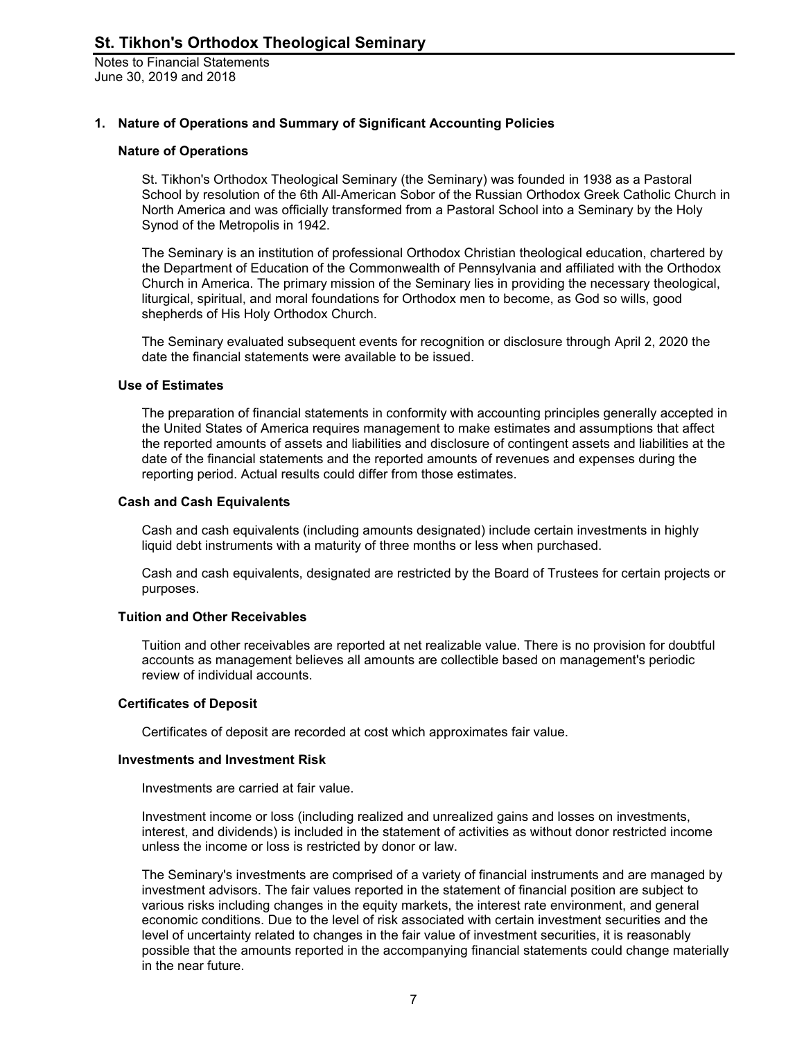# St. Tikhon's Orthodox Theological Seminary

Notes to Financial Statements
June 30, 2019 and 2018

## 1. Nature of Operations and Summary of Significant Accounting Policies

### Nature of Operations

St. Tikhon's Orthodox Theological Seminary (the Seminary) was founded in 1938 as a Pastoral School by resolution of the 6th All-American Sobor of the Russian Orthodox Greek Catholic Church in North America and was officially transformed from a Pastoral School into a Seminary by the Holy Synod of the Metropolis in 1942.

The Seminary is an institution of professional Orthodox Christian theological education, chartered by the Department of Education of the Commonwealth of Pennsylvania and affiliated with the Orthodox Church in America. The primary mission of the Seminary lies in providing the necessary theological, liturgical, spiritual, and moral foundations for Orthodox men to become, as God so wills, good shepherds of His Holy Orthodox Church.

The Seminary evaluated subsequent events for recognition or disclosure through April 2, 2020 the date the financial statements were available to be issued.

### Use of Estimates

The preparation of financial statements in conformity with accounting principles generally accepted in the United States of America requires management to make estimates and assumptions that affect the reported amounts of assets and liabilities and disclosure of contingent assets and liabilities at the date of the financial statements and the reported amounts of revenues and expenses during the reporting period. Actual results could differ from those estimates.

### Cash and Cash Equivalents

Cash and cash equivalents (including amounts designated) include certain investments in highly liquid debt instruments with a maturity of three months or less when purchased.

Cash and cash equivalents, designated are restricted by the Board of Trustees for certain projects or purposes.

### Tuition and Other Receivables

Tuition and other receivables are reported at net realizable value. There is no provision for doubtful accounts as management believes all amounts are collectible based on management's periodic review of individual accounts.

### Certificates of Deposit

Certificates of deposit are recorded at cost which approximates fair value.

### Investments and Investment Risk

Investments are carried at fair value.

Investment income or loss (including realized and unrealized gains and losses on investments, interest, and dividends) is included in the statement of activities as without donor restricted income unless the income or loss is restricted by donor or law.

The Seminary's investments are comprised of a variety of financial instruments and are managed by investment advisors. The fair values reported in the statement of financial position are subject to various risks including changes in the equity markets, the interest rate environment, and general economic conditions. Due to the level of risk associated with certain investment securities and the level of uncertainty related to changes in the fair value of investment securities, it is reasonably possible that the amounts reported in the accompanying financial statements could change materially in the near future.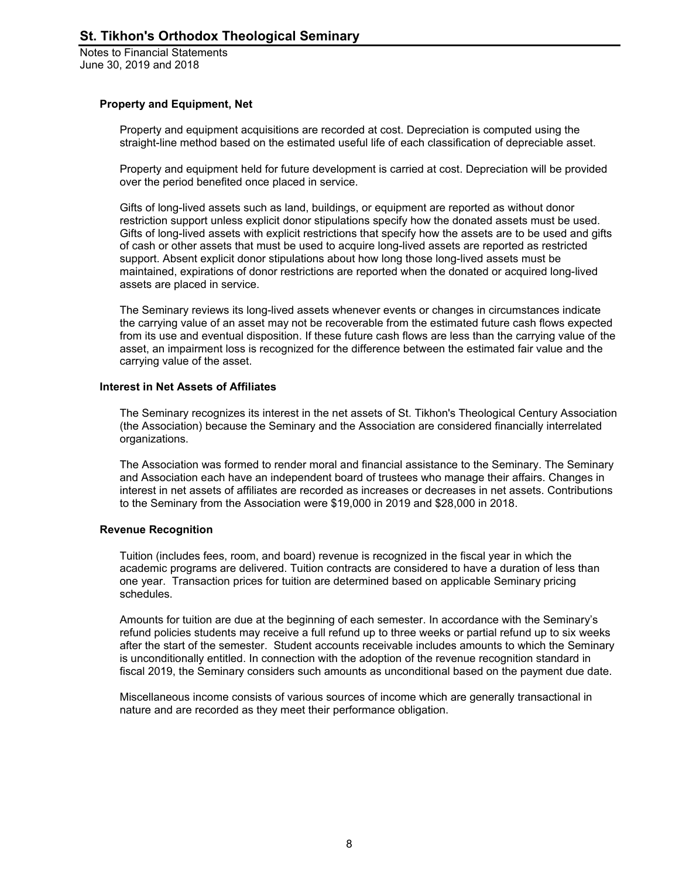### Property and Equipment, Net

Property and equipment acquisitions are recorded at cost. Depreciation is computed using the straight-line method based on the estimated useful life of each classification of depreciable asset.

Property and equipment held for future development is carried at cost. Depreciation will be provided over the period benefited once placed in service.

Gifts of long-lived assets such as land, buildings, or equipment are reported as without donor restriction support unless explicit donor stipulations specify how the donated assets must be used. Gifts of long-lived assets with explicit restrictions that specify how the assets are to be used and gifts of cash or other assets that must be used to acquire long-lived assets are reported as restricted support. Absent explicit donor stipulations about how long those long-lived assets must be maintained, expirations of donor restrictions are reported when the donated or acquired long-lived assets are placed in service.

The Seminary reviews its long-lived assets whenever events or changes in circumstances indicate the carrying value of an asset may not be recoverable from the estimated future cash flows expected from its use and eventual disposition. If these future cash flows are less than the carrying value of the asset, an impairment loss is recognized for the difference between the estimated fair value and the carrying value of the asset.

### Interest in Net Assets of Affiliates

The Seminary recognizes its interest in the net assets of St. Tikhon's Theological Century Association (the Association) because the Seminary and the Association are considered financially interrelated organizations.

The Association was formed to render moral and financial assistance to the Seminary. The Seminary and Association each have an independent board of trustees who manage their affairs. Changes in interest in net assets of affiliates are recorded as increases or decreases in net assets. Contributions to the Seminary from the Association were $19,000 in 2019 and $28,000 in 2018.

### Revenue Recognition

Tuition (includes fees, room, and board) revenue is recognized in the fiscal year in which the academic programs are delivered. Tuition contracts are considered to have a duration of less than one year. Transaction prices for tuition are determined based on applicable Seminary pricing schedules.

Amounts for tuition are due at the beginning of each semester. In accordance with the Seminary's refund policies students may receive a full refund up to three weeks or partial refund up to six weeks after the start of the semester. Student accounts receivable includes amounts to which the Seminary is unconditionally entitled. In connection with the adoption of the revenue recognition standard in fiscal 2019, the Seminary considers such amounts as unconditional based on the payment due date.

Miscellaneous income consists of various sources of income which are generally transactional in nature and are recorded as they meet their performance obligation.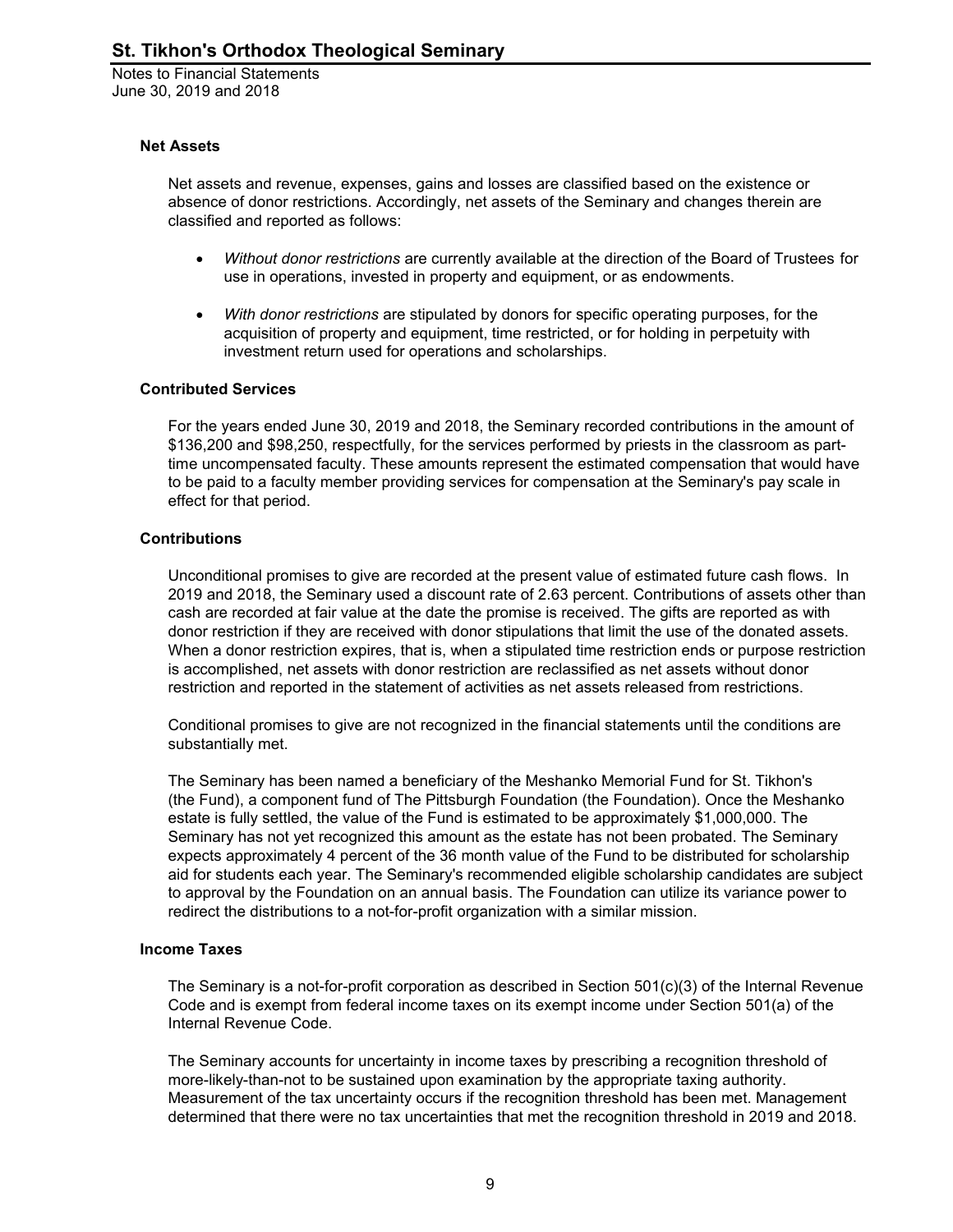### Net Assets

Net assets and revenue, expenses, gains and losses are classified based on the existence or absence of donor restrictions. Accordingly, net assets of the Seminary and changes therein are classified and reported as follows:

- *Without donor restrictions* are currently available at the direction of the Board of Trustees for use in operations, invested in property and equipment, or as endowments.
- *With donor restrictions* are stipulated by donors for specific operating purposes, for the acquisition of property and equipment, time restricted, or for holding in perpetuity with investment return used for operations and scholarships.

### Contributed Services

For the years ended June 30, 2019 and 2018, the Seminary recorded contributions in the amount of $136,200 and $98,250, respectfully, for the services performed by priests in the classroom as part-time uncompensated faculty. These amounts represent the estimated compensation that would have to be paid to a faculty member providing services for compensation at the Seminary's pay scale in effect for that period.

### Contributions

Unconditional promises to give are recorded at the present value of estimated future cash flows. In 2019 and 2018, the Seminary used a discount rate of 2.63 percent. Contributions of assets other than cash are recorded at fair value at the date the promise is received. The gifts are reported as with donor restriction if they are received with donor stipulations that limit the use of the donated assets. When a donor restriction expires, that is, when a stipulated time restriction ends or purpose restriction is accomplished, net assets with donor restriction are reclassified as net assets without donor restriction and reported in the statement of activities as net assets released from restrictions.

Conditional promises to give are not recognized in the financial statements until the conditions are substantially met.

The Seminary has been named a beneficiary of the Meshanko Memorial Fund for St. Tikhon's (the Fund), a component fund of The Pittsburgh Foundation (the Foundation). Once the Meshanko estate is fully settled, the value of the Fund is estimated to be approximately $1,000,000. The Seminary has not yet recognized this amount as the estate has not been probated. The Seminary expects approximately 4 percent of the 36 month value of the Fund to be distributed for scholarship aid for students each year. The Seminary's recommended eligible scholarship candidates are subject to approval by the Foundation on an annual basis. The Foundation can utilize its variance power to redirect the distributions to a not-for-profit organization with a similar mission.

### Income Taxes

The Seminary is a not-for-profit corporation as described in Section 501(c)(3) of the Internal Revenue Code and is exempt from federal income taxes on its exempt income under Section 501(a) of the Internal Revenue Code.

The Seminary accounts for uncertainty in income taxes by prescribing a recognition threshold of more-likely-than-not to be sustained upon examination by the appropriate taxing authority. Measurement of the tax uncertainty occurs if the recognition threshold has been met. Management determined that there were no tax uncertainties that met the recognition threshold in 2019 and 2018.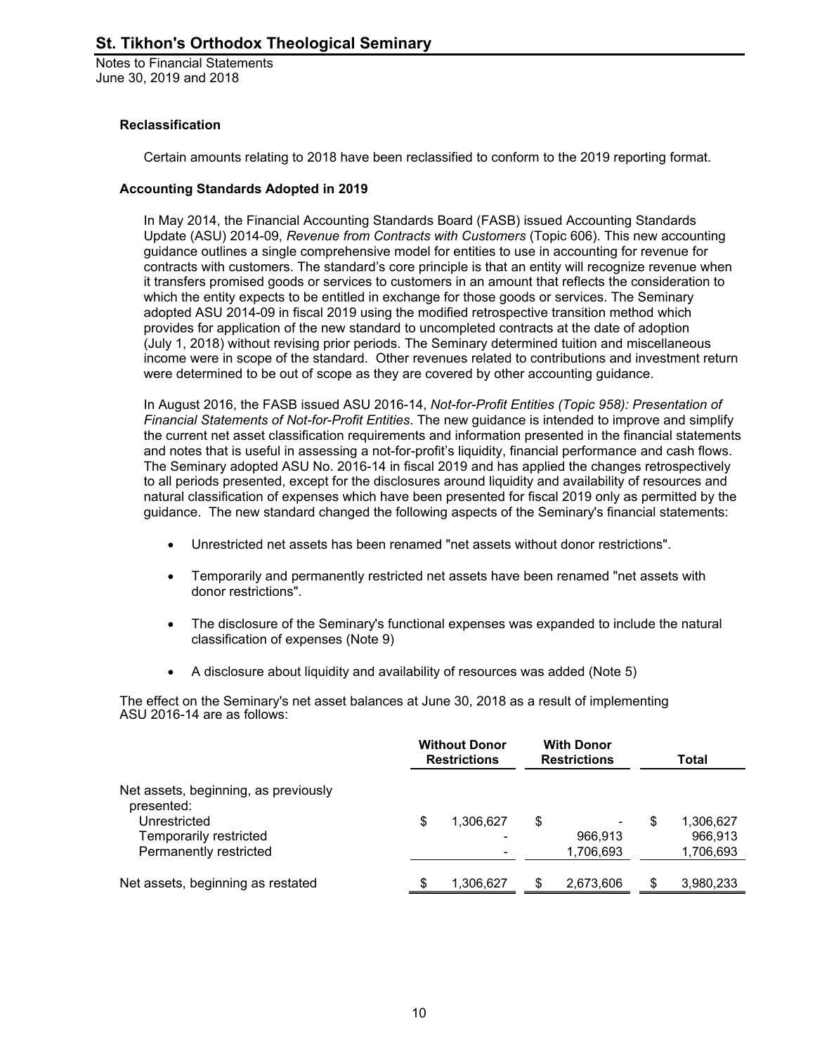### Reclassification

Certain amounts relating to 2018 have been reclassified to conform to the 2019 reporting format.

### Accounting Standards Adopted in 2019

In May 2014, the Financial Accounting Standards Board (FASB) issued Accounting Standards Update (ASU) 2014-09, *Revenue from Contracts with Customers* (Topic 606). This new accounting guidance outlines a single comprehensive model for entities to use in accounting for revenue for contracts with customers. The standard's core principle is that an entity will recognize revenue when it transfers promised goods or services to customers in an amount that reflects the consideration to which the entity expects to be entitled in exchange for those goods or services. The Seminary adopted ASU 2014-09 in fiscal 2019 using the modified retrospective transition method which provides for application of the new standard to uncompleted contracts at the date of adoption (July 1, 2018) without revising prior periods. The Seminary determined tuition and miscellaneous income were in scope of the standard. Other revenues related to contributions and investment return were determined to be out of scope as they are covered by other accounting guidance.

In August 2016, the FASB issued ASU 2016-14, *Not-for-Profit Entities (Topic 958): Presentation of Financial Statements of Not-for-Profit Entities*. The new guidance is intended to improve and simplify the current net asset classification requirements and information presented in the financial statements and notes that is useful in assessing a not-for-profit's liquidity, financial performance and cash flows. The Seminary adopted ASU No. 2016-14 in fiscal 2019 and has applied the changes retrospectively to all periods presented, except for the disclosures around liquidity and availability of resources and natural classification of expenses which have been presented for fiscal 2019 only as permitted by the guidance. The new standard changed the following aspects of the Seminary's financial statements:

- Unrestricted net assets has been renamed "net assets without donor restrictions".
- Temporarily and permanently restricted net assets have been renamed "net assets with donor restrictions".
- The disclosure of the Seminary's functional expenses was expanded to include the natural classification of expenses (Note 9)
- A disclosure about liquidity and availability of resources was added (Note 5)

The effect on the Seminary's net asset balances at June 30, 2018 as a result of implementing ASU 2016-14 are as follows:

| | Without Donor Restrictions | With Donor Restrictions | Total |
|---|---|---|---|
| Net assets, beginning, as previously presented: | | | |
| Unrestricted | $ 1,306,627 | $ - | $ 1,306,627 |
| Temporarily restricted | - | 966,913 | 966,913 |
| Permanently restricted | - | 1,706,693 | 1,706,693 |
| Net assets, beginning as restated | $ 1,306,627 | $ 2,673,606 | $ 3,980,233 |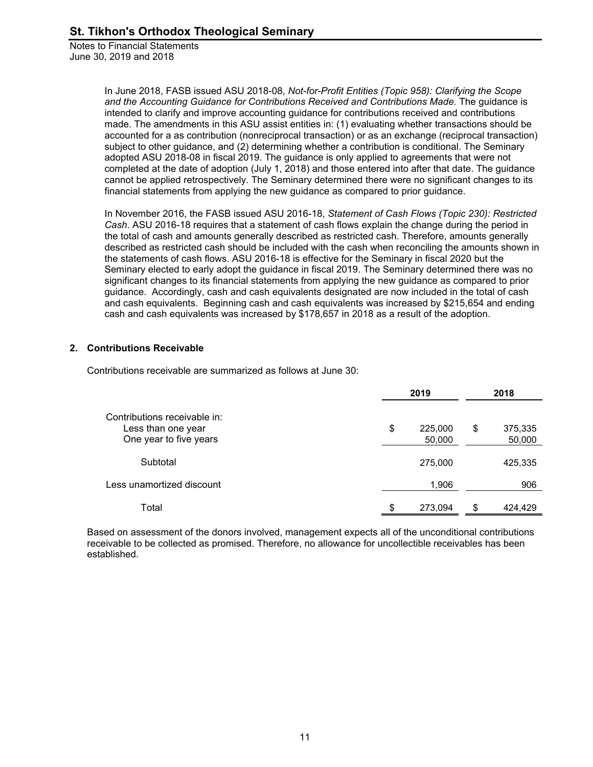In June 2018, FASB issued ASU 2018-08, *Not-for-Profit Entities (Topic 958): Clarifying the Scope and the Accounting Guidance for Contributions Received and Contributions Made*. The guidance is intended to clarify and improve accounting guidance for contributions received and contributions made. The amendments in this ASU assist entities in: (1) evaluating whether transactions should be accounted for a as contribution (nonreciprocal transaction) or as an exchange (reciprocal transaction) subject to other guidance, and (2) determining whether a contribution is conditional. The Seminary adopted ASU 2018-08 in fiscal 2019. The guidance is only applied to agreements that were not completed at the date of adoption (July 1, 2018) and those entered into after that date. The guidance cannot be applied retrospectively. The Seminary determined there were no significant changes to its financial statements from applying the new guidance as compared to prior guidance.

In November 2016, the FASB issued ASU 2016-18, *Statement of Cash Flows (Topic 230): Restricted Cash*. ASU 2016-18 requires that a statement of cash flows explain the change during the period in the total of cash and amounts generally described as restricted cash. Therefore, amounts generally described as restricted cash should be included with the cash when reconciling the amounts shown in the statements of cash flows. ASU 2016-18 is effective for the Seminary in fiscal 2020 but the Seminary elected to early adopt the guidance in fiscal 2019. The Seminary determined there was no significant changes to its financial statements from applying the new guidance as compared to prior guidance. Accordingly, cash and cash equivalents designated are now included in the total of cash and cash equivalents. Beginning cash and cash equivalents was increased by $215,654 and ending cash and cash equivalents was increased by $178,657 in 2018 as a result of the adoption.

## 2. Contributions Receivable

Contributions receivable are summarized as follows at June 30:

| | 2019 | 2018 |
|---|---|---|
| Contributions receivable in: | | |
| Less than one year | $ 225,000 | $ 375,335 |
| One year to five years | 50,000 | 50,000 |
| Subtotal | 275,000 | 425,335 |
| Less unamortized discount | 1,906 | 906 |
| Total | $ 273,094 | $ 424,429 |

Based on assessment of the donors involved, management expects all of the unconditional contributions receivable to be collected as promised. Therefore, no allowance for uncollectible receivables has been established.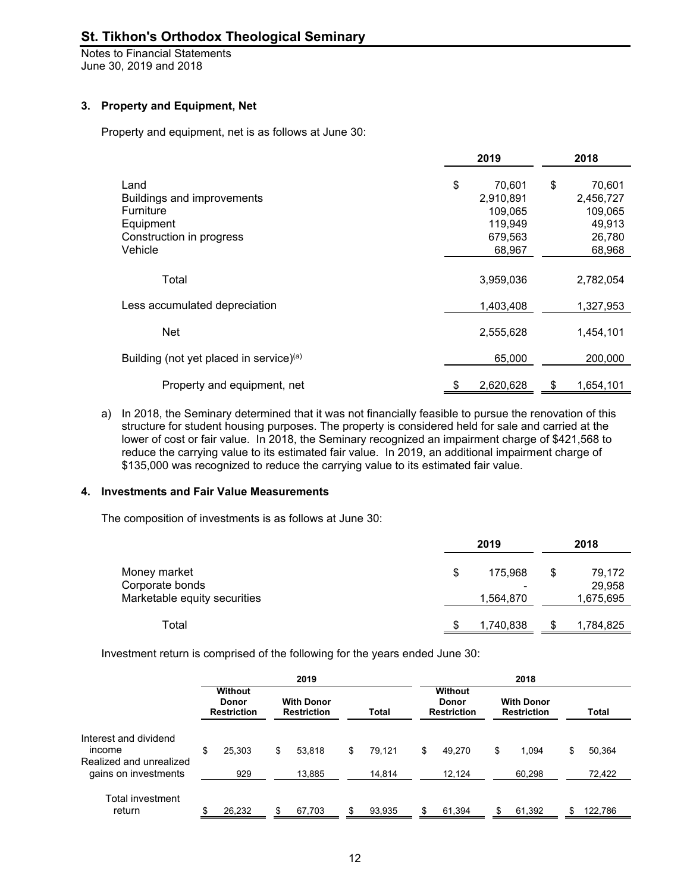# St. Tikhon's Orthodox Theological Seminary

Notes to Financial Statements
June 30, 2019 and 2018

### 3. Property and Equipment, Net

Property and equipment, net is as follows at June 30:

| | 2019 | 2018 |
|---|---|---|
| Land | $ 70,601 | $ 70,601 |
| Buildings and improvements | 2,910,891 | 2,456,727 |
| Furniture | 109,065 | 109,065 |
| Equipment | 119,949 | 49,913 |
| Construction in progress | 679,563 | 26,780 |
| Vehicle | 68,967 | 68,968 |
| Total | 3,959,036 | 2,782,054 |
| Less accumulated depreciation | 1,403,408 | 1,327,953 |
| Net | 2,555,628 | 1,454,101 |
| Building (not yet placed in service)[(a)] | 65,000 | 200,000 |
| Property and equipment, net | $ 2,620,628 | $ 1,654,101 |

a) In 2018, the Seminary determined that it was not financially feasible to pursue the renovation of this structure for student housing purposes. The property is considered held for sale and carried at the lower of cost or fair value. In 2018, the Seminary recognized an impairment charge of $421,568 to reduce the carrying value to its estimated fair value. In 2019, an additional impairment charge of $135,000 was recognized to reduce the carrying value to its estimated fair value.

### 4. Investments and Fair Value Measurements

The composition of investments is as follows at June 30:

| | 2019 | 2018 |
|---|---|---|
| Money market | $ 175,968 | $ 79,172 |
| Corporate bonds | - | 29,958 |
| Marketable equity securities | 1,564,870 | 1,675,695 |
| Total | $ 1,740,838 | $ 1,784,825 |

Investment return is comprised of the following for the years ended June 30:

| | 2019 | | | 2018 | | |
|---|---|---|---|---|---|---|
| | Without Donor Restriction | With Donor Restriction | Total | Without Donor Restriction | With Donor Restriction | Total |
| Interest and dividend income | $ 25,303 | $ 53,818 | $ 79,121 | $ 49,270 | $ 1,094 | $ 50,364 |
| Realized and unrealized gains on investments | 929 | 13,885 | 14,814 | 12,124 | 60,298 | 72,422 |
| Total investment return | $ 26,232 | $ 67,703 | $ 93,935 | $ 61,394 | $ 61,392 | $ 122,786 |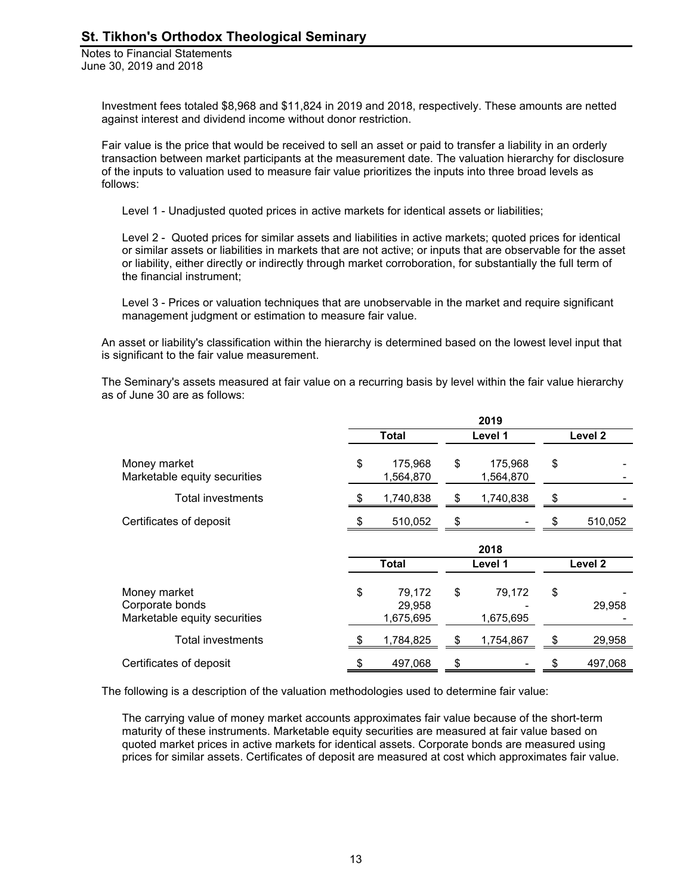Investment fees totaled $8,968 and $11,824 in 2019 and 2018, respectively. These amounts are netted against interest and dividend income without donor restriction.

Fair value is the price that would be received to sell an asset or paid to transfer a liability in an orderly transaction between market participants at the measurement date. The valuation hierarchy for disclosure of the inputs to valuation used to measure fair value prioritizes the inputs into three broad levels as follows:

Level 1 - Unadjusted quoted prices in active markets for identical assets or liabilities;

Level 2 - Quoted prices for similar assets and liabilities in active markets; quoted prices for identical or similar assets or liabilities in markets that are not active; or inputs that are observable for the asset or liability, either directly or indirectly through market corroboration, for substantially the full term of the financial instrument;

Level 3 - Prices or valuation techniques that are unobservable in the market and require significant management judgment or estimation to measure fair value.

An asset or liability's classification within the hierarchy is determined based on the lowest level input that is significant to the fair value measurement.

The Seminary's assets measured at fair value on a recurring basis by level within the fair value hierarchy as of June 30 are as follows:

| | 2019 | | |
|---|---|---|---|
| | Total | Level 1 | Level 2 |
| Money market | $ 175,968 | $ 175,968 | $ - |
| Marketable equity securities | 1,564,870 | 1,564,870 | - |
| Total investments | $ 1,740,838 | $ 1,740,838 | $ - |
| Certificates of deposit | $ 510,052 | $ - | $ 510,052 |

| | 2018 | | |
|---|---|---|---|
| | Total | Level 1 | Level 2 |
| Money market | $ 79,172 | $ 79,172 | $ - |
| Corporate bonds | 29,958 | - | 29,958 |
| Marketable equity securities | 1,675,695 | 1,675,695 | - |
| Total investments | $ 1,784,825 | $ 1,754,867 | $ 29,958 |
| Certificates of deposit | $ 497,068 | $ - | $ 497,068 |

The following is a description of the valuation methodologies used to determine fair value:

The carrying value of money market accounts approximates fair value because of the short-term maturity of these instruments. Marketable equity securities are measured at fair value based on quoted market prices in active markets for identical assets. Corporate bonds are measured using prices for similar assets. Certificates of deposit are measured at cost which approximates fair value.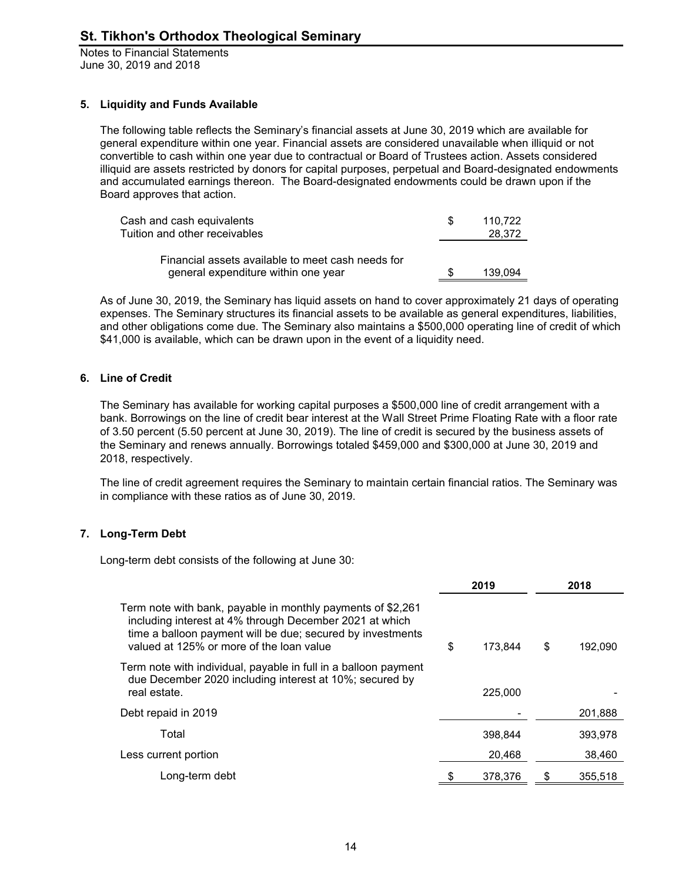# St. Tikhon's Orthodox Theological Seminary

Notes to Financial Statements
June 30, 2019 and 2018

### 5. Liquidity and Funds Available

The following table reflects the Seminary's financial assets at June 30, 2019 which are available for general expenditure within one year. Financial assets are considered unavailable when illiquid or not convertible to cash within one year due to contractual or Board of Trustees action. Assets considered illiquid are assets restricted by donors for capital purposes, perpetual and Board-designated endowments and accumulated earnings thereon. The Board-designated endowments could be drawn upon if the Board approves that action.

| | |
|---|---|
| Cash and cash equivalents | $ 110,722 |
| Tuition and other receivables | 28,372 |
| Financial assets available to meet cash needs for general expenditure within one year | $ 139,094 |

As of June 30, 2019, the Seminary has liquid assets on hand to cover approximately 21 days of operating expenses. The Seminary structures its financial assets to be available as general expenditures, liabilities, and other obligations come due. The Seminary also maintains a $500,000 operating line of credit of which $41,000 is available, which can be drawn upon in the event of a liquidity need.

### 6. Line of Credit

The Seminary has available for working capital purposes a $500,000 line of credit arrangement with a bank. Borrowings on the line of credit bear interest at the Wall Street Prime Floating Rate with a floor rate of 3.50 percent (5.50 percent at June 30, 2019). The line of credit is secured by the business assets of the Seminary and renews annually. Borrowings totaled $459,000 and $300,000 at June 30, 2019 and 2018, respectively.

The line of credit agreement requires the Seminary to maintain certain financial ratios. The Seminary was in compliance with these ratios as of June 30, 2019.

### 7. Long-Term Debt

Long-term debt consists of the following at June 30:

| | 2019 | 2018 |
|---|---|---|
| Term note with bank, payable in monthly payments of $2,261 including interest at 4% through December 2021 at which time a balloon payment will be due; secured by investments valued at 125% or more of the loan value | $ 173,844 | $ 192,090 |
| Term note with individual, payable in full in a balloon payment due December 2020 including interest at 10%; secured by real estate. | 225,000 | - |
| Debt repaid in 2019 | - | 201,888 |
| Total | 398,844 | 393,978 |
| Less current portion | 20,468 | 38,460 |
| Long-term debt | $ 378,376 | $ 355,518 |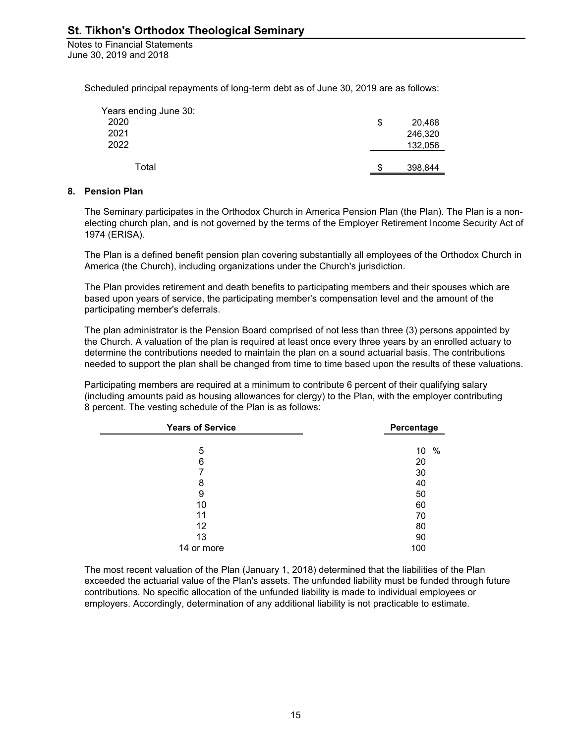Scheduled principal repayments of long-term debt as of June 30, 2019 are as follows:

| Years ending June 30: | |
|---|---|
| 2020 | $ 20,468 |
| 2021 | 246,320 |
| 2022 | 132,056 |
| Total | $ 398,844 |

## 8. Pension Plan

The Seminary participates in the Orthodox Church in America Pension Plan (the Plan). The Plan is a non-electing church plan, and is not governed by the terms of the Employer Retirement Income Security Act of 1974 (ERISA).

The Plan is a defined benefit pension plan covering substantially all employees of the Orthodox Church in America (the Church), including organizations under the Church's jurisdiction.

The Plan provides retirement and death benefits to participating members and their spouses which are based upon years of service, the participating member's compensation level and the amount of the participating member's deferrals.

The plan administrator is the Pension Board comprised of not less than three (3) persons appointed by the Church. A valuation of the plan is required at least once every three years by an enrolled actuary to determine the contributions needed to maintain the plan on a sound actuarial basis. The contributions needed to support the plan shall be changed from time to time based upon the results of these valuations.

Participating members are required at a minimum to contribute 6 percent of their qualifying salary (including amounts paid as housing allowances for clergy) to the Plan, with the employer contributing 8 percent. The vesting schedule of the Plan is as follows:

| Years of Service | Percentage |
|---|---|
| 5 | 10 % |
| 6 | 20 |
| 7 | 30 |
| 8 | 40 |
| 9 | 50 |
| 10 | 60 |
| 11 | 70 |
| 12 | 80 |
| 13 | 90 |
| 14 or more | 100 |

The most recent valuation of the Plan (January 1, 2018) determined that the liabilities of the Plan exceeded the actuarial value of the Plan's assets. The unfunded liability must be funded through future contributions. No specific allocation of the unfunded liability is made to individual employees or employers. Accordingly, determination of any additional liability is not practicable to estimate.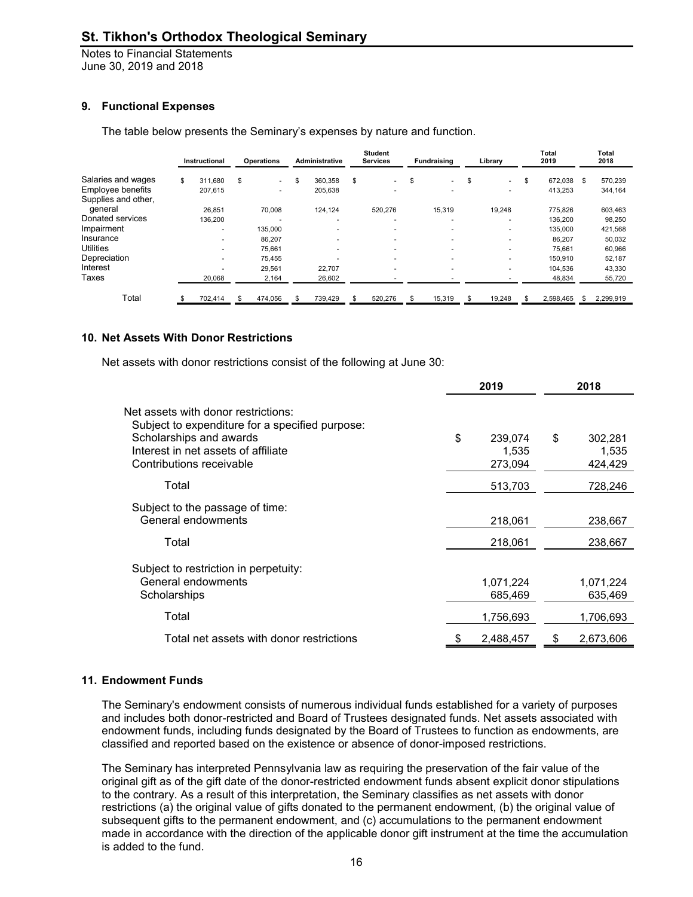# St. Tikhon's Orthodox Theological Seminary

Notes to Financial Statements
June 30, 2019 and 2018

### 9. Functional Expenses

The table below presents the Seminary's expenses by nature and function.

| | Instructional | Operations | Administrative | Student Services | Fundraising | Library | Total 2019 | Total 2018 |
|---|---|---|---|---|---|---|---|---|
| Salaries and wages | $ 311,680 | $ - | $ 360,358 | $ - | $ - | $ - | $ 672,038 | $ 570,239 |
| Employee benefits | 207,615 | - | 205,638 | - | - | - | 413,253 | 344,164 |
| Supplies and other, general | 26,851 | 70,008 | 124,124 | 520,276 | 15,319 | 19,248 | 775,826 | 603,463 |
| Donated services | 136,200 | - | - | - | - | - | 136,200 | 98,250 |
| Impairment | - | 135,000 | - | - | - | - | 135,000 | 421,568 |
| Insurance | - | 86,207 | - | - | - | - | 86,207 | 50,032 |
| Utilities | - | 75,661 | - | - | - | - | 75,661 | 60,966 |
| Depreciation | - | 75,455 | - | - | - | - | 150,910 | 52,187 |
| Interest | - | 29,561 | 22,707 | - | - | - | 104,536 | 43,330 |
| Taxes | 20,068 | 2,164 | 26,602 | - | - | - | 48,834 | 55,720 |
| Total | $ 702,414 | $ 474,056 | $ 739,429 | $ 520,276 | $ 15,319 | $ 19,248 | $ 2,598,465 | $ 2,299,919 |

### 10. Net Assets With Donor Restrictions

Net assets with donor restrictions consist of the following at June 30:

| | 2019 | 2018 |
|---|---|---|
| Net assets with donor restrictions: | | |
| Subject to expenditure for a specified purpose: | | |
| Scholarships and awards | $ 239,074 | $ 302,281 |
| Interest in net assets of affiliate | 1,535 | 1,535 |
| Contributions receivable | 273,094 | 424,429 |
| Total | 513,703 | 728,246 |
| Subject to the passage of time: | | |
| General endowments | 218,061 | 238,667 |
| Total | 218,061 | 238,667 |
| Subject to restriction in perpetuity: | | |
| General endowments | 1,071,224 | 1,071,224 |
| Scholarships | 685,469 | 635,469 |
| Total | 1,756,693 | 1,706,693 |
| Total net assets with donor restrictions | $ 2,488,457 | $ 2,673,606 |

### 11. Endowment Funds

The Seminary's endowment consists of numerous individual funds established for a variety of purposes and includes both donor-restricted and Board of Trustees designated funds. Net assets associated with endowment funds, including funds designated by the Board of Trustees to function as endowments, are classified and reported based on the existence or absence of donor-imposed restrictions.

The Seminary has interpreted Pennsylvania law as requiring the preservation of the fair value of the original gift as of the gift date of the donor-restricted endowment funds absent explicit donor stipulations to the contrary. As a result of this interpretation, the Seminary classifies as net assets with donor restrictions (a) the original value of gifts donated to the permanent endowment, (b) the original value of subsequent gifts to the permanent endowment, and (c) accumulations to the permanent endowment made in accordance with the direction of the applicable donor gift instrument at the time the accumulation is added to the fund.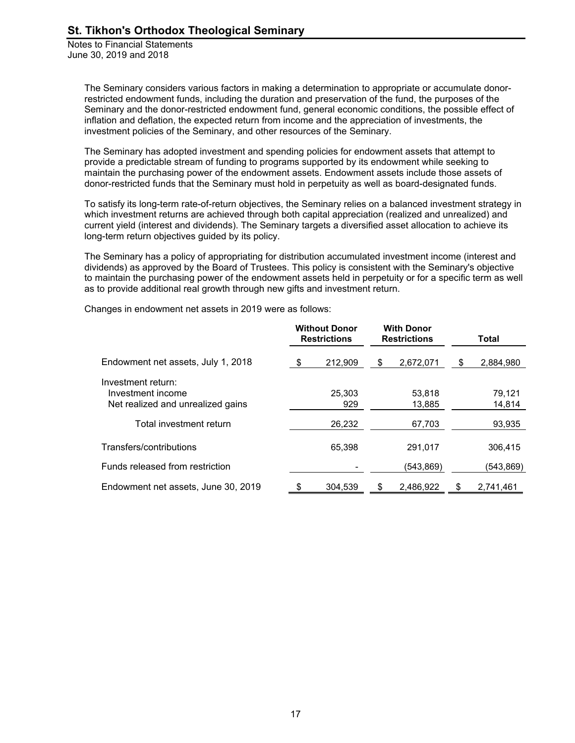The Seminary considers various factors in making a determination to appropriate or accumulate donor-restricted endowment funds, including the duration and preservation of the fund, the purposes of the Seminary and the donor-restricted endowment fund, general economic conditions, the possible effect of inflation and deflation, the expected return from income and the appreciation of investments, the investment policies of the Seminary, and other resources of the Seminary.

The Seminary has adopted investment and spending policies for endowment assets that attempt to provide a predictable stream of funding to programs supported by its endowment while seeking to maintain the purchasing power of the endowment assets. Endowment assets include those assets of donor-restricted funds that the Seminary must hold in perpetuity as well as board-designated funds.

To satisfy its long-term rate-of-return objectives, the Seminary relies on a balanced investment strategy in which investment returns are achieved through both capital appreciation (realized and unrealized) and current yield (interest and dividends). The Seminary targets a diversified asset allocation to achieve its long-term return objectives guided by its policy.

The Seminary has a policy of appropriating for distribution accumulated investment income (interest and dividends) as approved by the Board of Trustees. This policy is consistent with the Seminary's objective to maintain the purchasing power of the endowment assets held in perpetuity or for a specific term as well as to provide additional real growth through new gifts and investment return.

Changes in endowment net assets in 2019 were as follows:

| | Without Donor Restrictions | With Donor Restrictions | Total |
|---|---|---|---|
| Endowment net assets, July 1, 2018 | $ 212,909 | $ 2,672,071 | $ 2,884,980 |
| Investment return: | | | |
| Investment income | 25,303 | 53,818 | 79,121 |
| Net realized and unrealized gains | 929 | 13,885 | 14,814 |
| Total investment return | 26,232 | 67,703 | 93,935 |
| Transfers/contributions | 65,398 | 291,017 | 306,415 |
| Funds released from restriction | - | (543,869) | (543,869) |
| Endowment net assets, June 30, 2019 | $ 304,539 | $ 2,486,922 | $ 2,741,461 |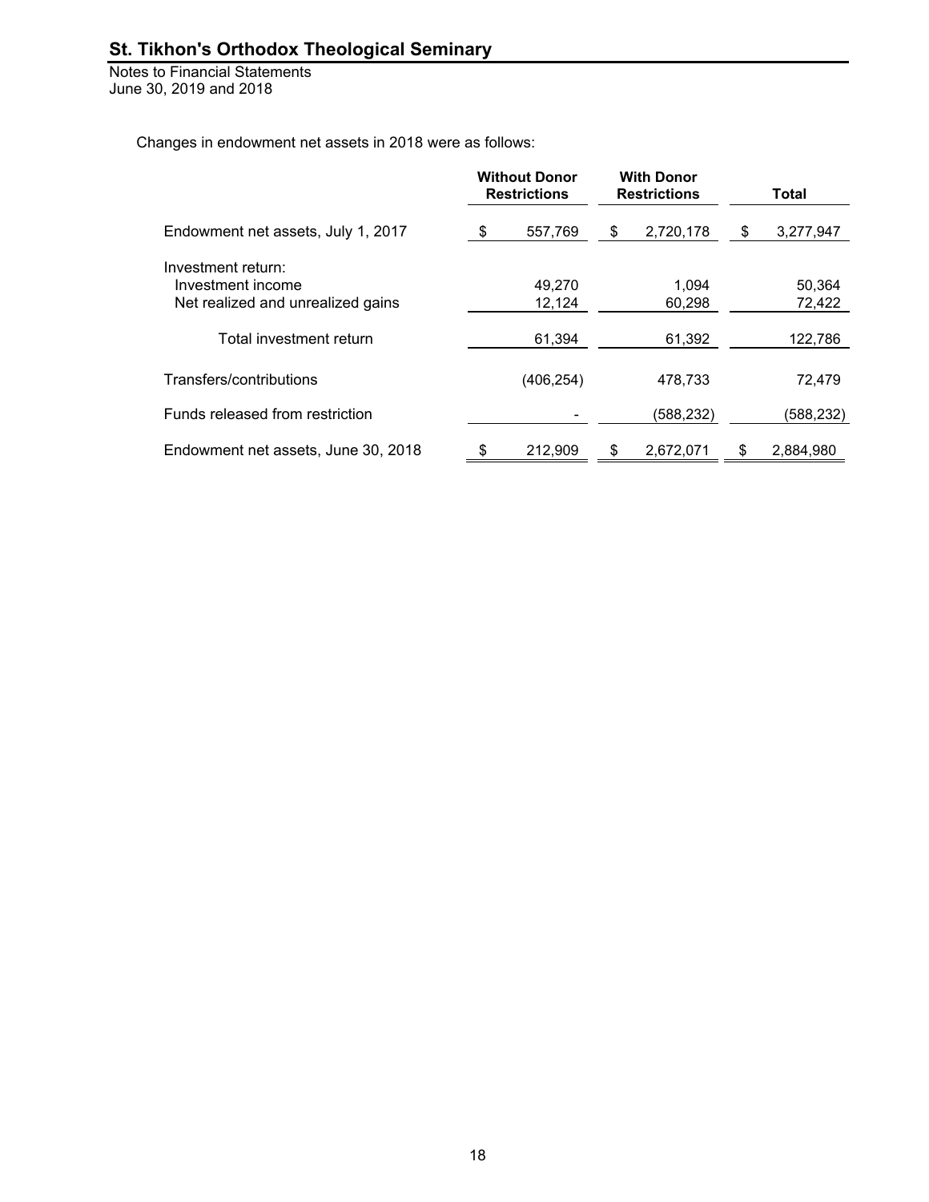Changes in endowment net assets in 2018 were as follows:

| | Without Donor Restrictions | With Donor Restrictions | Total |
|---|---|---|---|
| Endowment net assets, July 1, 2017 | $ 557,769 | $ 2,720,178 | $ 3,277,947 |
| Investment return: | | | |
| Investment income | 49,270 | 1,094 | 50,364 |
| Net realized and unrealized gains | 12,124 | 60,298 | 72,422 |
| Total investment return | 61,394 | 61,392 | 122,786 |
| Transfers/contributions | (406,254) | 478,733 | 72,479 |
| Funds released from restriction | - | (588,232) | (588,232) |
| Endowment net assets, June 30, 2018 | $ 212,909 | $ 2,672,071 | $ 2,884,980 |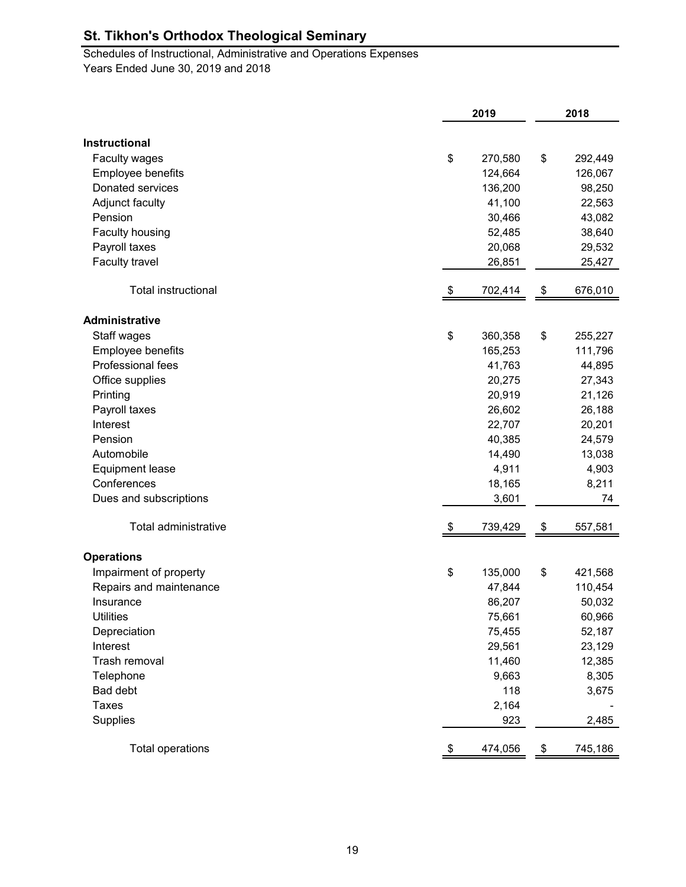## St. Tikhon's Orthodox Theological Seminary

Schedules of Instructional, Administrative and Operations Expenses
Years Ended June 30, 2019 and 2018

| | 2019 | 2018 |
|---|---|---|
| **Instructional** | | |
| Faculty wages | $ 270,580 | $ 292,449 |
| Employee benefits | 124,664 | 126,067 |
| Donated services | 136,200 | 98,250 |
| Adjunct faculty | 41,100 | 22,563 |
| Pension | 30,466 | 43,082 |
| Faculty housing | 52,485 | 38,640 |
| Payroll taxes | 20,068 | 29,532 |
| Faculty travel | 26,851 | 25,427 |
| Total instructional | $ 702,414 | $ 676,010 |
| **Administrative** | | |
| Staff wages | $ 360,358 | $ 255,227 |
| Employee benefits | 165,253 | 111,796 |
| Professional fees | 41,763 | 44,895 |
| Office supplies | 20,275 | 27,343 |
| Printing | 20,919 | 21,126 |
| Payroll taxes | 26,602 | 26,188 |
| Interest | 22,707 | 20,201 |
| Pension | 40,385 | 24,579 |
| Automobile | 14,490 | 13,038 |
| Equipment lease | 4,911 | 4,903 |
| Conferences | 18,165 | 8,211 |
| Dues and subscriptions | 3,601 | 74 |
| Total administrative | $ 739,429 | $ 557,581 |
| **Operations** | | |
| Impairment of property | $ 135,000 | $ 421,568 |
| Repairs and maintenance | 47,844 | 110,454 |
| Insurance | 86,207 | 50,032 |
| Utilities | 75,661 | 60,966 |
| Depreciation | 75,455 | 52,187 |
| Interest | 29,561 | 23,129 |
| Trash removal | 11,460 | 12,385 |
| Telephone | 9,663 | 8,305 |
| Bad debt | 118 | 3,675 |
| Taxes | 2,164 | - |
| Supplies | 923 | 2,485 |
| Total operations | $ 474,056 | $ 745,186 |